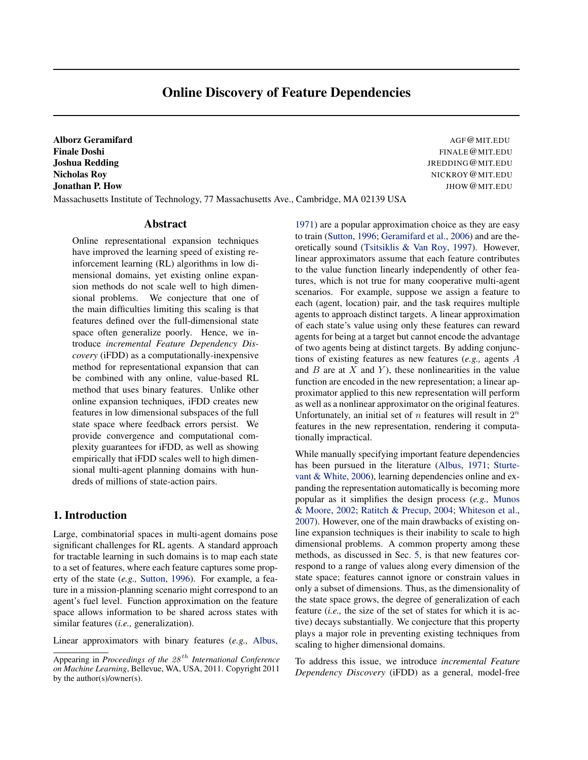# Online Discovery of Feature Dependencies

**Alborz Geramifard** AGF@MIT.EDU
**Finale Doshi** FINALE@MIT.EDU
**Joshua Redding** JREDDING@MIT.EDU
**Nicholas Roy** NICKROY@MIT.EDU
**Jonathan P. How** JHOW@MIT.EDU

Massachusetts Institute of Technology, 77 Massachusetts Ave., Cambridge, MA 02139 USA

## Abstract

Online representational expansion techniques have improved the learning speed of existing reinforcement learning (RL) algorithms in low dimensional domains, yet existing online expansion methods do not scale well to high dimensional problems. We conjecture that one of the main difficulties limiting this scaling is that features defined over the full-dimensional state space often generalize poorly. Hence, we introduce *incremental Feature Dependency Discovery* (iFDD) as a computationally-inexpensive method for representational expansion that can be combined with any online, value-based RL method that uses binary features. Unlike other online expansion techniques, iFDD creates new features in low dimensional subspaces of the full state space where feedback errors persist. We provide convergence and computational complexity guarantees for iFDD, as well as showing empirically that iFDD scales well to high dimensional multi-agent planning domains with hundreds of millions of state-action pairs.

## 1. Introduction

Large, combinatorial spaces in multi-agent domains pose significant challenges for RL agents. A standard approach for tractable learning in such domains is to map each state to a set of features, where each feature captures some property of the state (*e.g.,* Sutton, 1996). For example, a feature in a mission-planning scenario might correspond to an agent's fuel level. Function approximation on the feature space allows information to be shared across states with similar features (*i.e.,* generalization).

Linear approximators with binary features (*e.g.,* Albus, 1971) are a popular approximation choice as they are easy to train (Sutton, 1996; Geramifard et al., 2006) and are theoretically sound (Tsitsiklis & Van Roy, 1997). However, linear approximators assume that each feature contributes to the value function linearly independently of other features, which is not true for many cooperative multi-agent scenarios. For example, suppose we assign a feature to each (agent, location) pair, and the task requires multiple agents to approach distinct targets. A linear approximation of each state's value using only these features can reward agents for being at a target but cannot encode the advantage of two agents being at distinct targets. By adding conjunctions of existing features as new features (*e.g.,* agents $A$ and $B$ are at $X$ and $Y$), these nonlinearities in the value function are encoded in the new representation; a linear approximator applied to this new representation will perform as well as a nonlinear approximator on the original features. Unfortunately, an initial set of $n$ features will result in $2^n$ features in the new representation, rendering it computationally impractical.

While manually specifying important feature dependencies has been pursued in the literature (Albus, 1971; Sturtevant & White, 2006), learning dependencies online and expanding the representation automatically is becoming more popular as it simplifies the design process (*e.g.,* Munos & Moore, 2002; Ratitch & Precup, 2004; Whiteson et al., 2007). However, one of the main drawbacks of existing online expansion techniques is their inability to scale to high dimensional problems. A common property among these methods, as discussed in Sec. 5, is that new features correspond to a range of values along every dimension of the state space; features cannot ignore or constrain values in only a subset of dimensions. Thus, as the dimensionality of the state space grows, the degree of generalization of each feature (*i.e.,* the size of the set of states for which it is active) decays substantially. We conjecture that this property plays a major role in preventing existing techniques from scaling to higher dimensional domains.

To address this issue, we introduce *incremental Feature Dependency Discovery* (iFDD) as a general, model-free

Appearing in *Proceedings of the $28^{th}$ International Conference on Machine Learning*, Bellevue, WA, USA, 2011. Copyright 2011 by the author(s)/owner(s).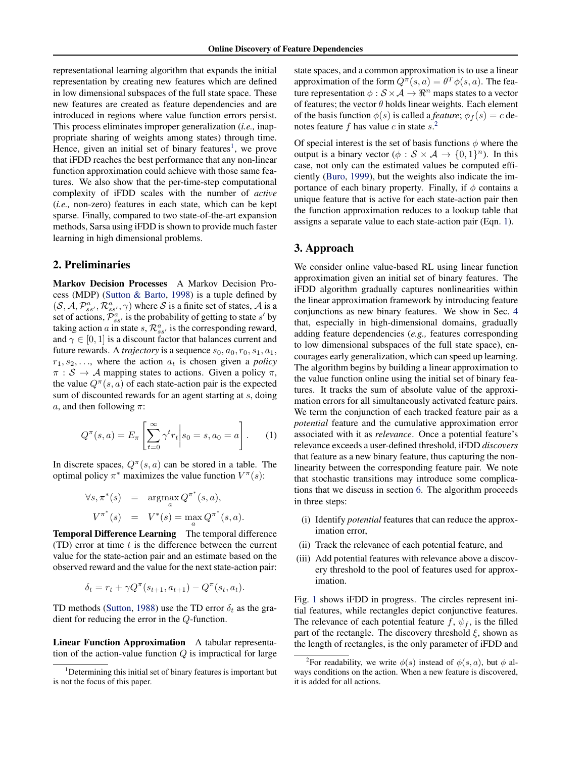representational learning algorithm that expands the initial representation by creating new features which are defined in low dimensional subspaces of the full state space. These new features are created as feature dependencies and are introduced in regions where value function errors persist. This process eliminates improper generalization (*i.e.,* inappropriate sharing of weights among states) through time. Hence, given an initial set of binary features[1], we prove that iFDD reaches the best performance that any non-linear function approximation could achieve with those same features. We also show that the per-time-step computational complexity of iFDD scales with the number of *active* (*i.e.,* non-zero) features in each state, which can be kept sparse. Finally, compared to two state-of-the-art expansion methods, Sarsa using iFDD is shown to provide much faster learning in high dimensional problems.

## 2. Preliminaries

**Markov Decision Processes** A Markov Decision Process (MDP) (Sutton & Barto, 1998) is a tuple defined by $(\mathcal{S}, \mathcal{A}, \mathcal{P}^a_{ss'}, \mathcal{R}^a_{ss'}, \gamma)$ where $\mathcal{S}$ is a finite set of states, $\mathcal{A}$ is a set of actions, $\mathcal{P}^a_{ss'}$ is the probability of getting to state $s'$ by taking action $a$ in state $s$, $\mathcal{R}^a_{ss'}$ is the corresponding reward, and $\gamma \in [0, 1]$ is a discount factor that balances current and future rewards. A *trajectory* is a sequence $s_0, a_0, r_0, s_1, a_1, r_1, s_2, \ldots$, where the action $a_t$ is chosen given a *policy* $\pi : \mathcal{S} \to \mathcal{A}$ mapping states to actions. Given a policy $\pi$, the value $Q^\pi(s, a)$ of each state-action pair is the expected sum of discounted rewards for an agent starting at $s$, doing $a$, and then following $\pi$:

$$Q^\pi(s, a) = E_\pi\left[\sum_{t=0}^{\infty} \gamma^t r_t \middle| s_0 = s, a_0 = a\right]. \quad (1)$$

In discrete spaces, $Q^\pi(s, a)$ can be stored in a table. The optimal policy $\pi^*$ maximizes the value function $V^\pi(s)$:

$$\begin{aligned} \forall s, \pi^*(s) &= \operatorname*{argmax}_a Q^{\pi^*}(s, a), \\ V^{\pi^*}(s) &= V^*(s) = \max_a Q^{\pi^*}(s, a). \end{aligned}$$

**Temporal Difference Learning** The temporal difference (TD) error at time $t$ is the difference between the current value for the state-action pair and an estimate based on the observed reward and the value for the next state-action pair:

$$\delta_t = r_t + \gamma Q^\pi(s_{t+1}, a_{t+1}) - Q^\pi(s_t, a_t).$$

TD methods (Sutton, 1988) use the TD error $\delta_t$ as the gradient for reducing the error in the $Q$-function.

**Linear Function Approximation** A tabular representation of the action-value function $Q$ is impractical for large state spaces, and a common approximation is to use a linear approximation of the form $Q^\pi(s, a) = \theta^T \phi(s, a)$. The feature representation $\phi : \mathcal{S} \times \mathcal{A} \to \Re^n$ maps states to a vector of features; the vector $\theta$ holds linear weights. Each element of the basis function $\phi(s)$ is called a *feature*; $\phi_f(s) = c$ denotes feature $f$ has value $c$ in state $s$.[2]

Of special interest is the set of basis functions $\phi$ where the output is a binary vector ($\phi : \mathcal{S} \times \mathcal{A} \to \{0, 1\}^n$). In this case, not only can the estimated values be computed efficiently (Buro, 1999), but the weights also indicate the importance of each binary property. Finally, if $\phi$ contains a unique feature that is active for each state-action pair then the function approximation reduces to a lookup table that assigns a separate value to each state-action pair (Eqn. 1).

## 3. Approach

We consider online value-based RL using linear function approximation given an initial set of binary features. The iFDD algorithm gradually captures nonlinearities within the linear approximation framework by introducing feature conjunctions as new binary features. We show in Sec. 4 that, especially in high-dimensional domains, gradually adding feature dependencies (*e.g.,* features corresponding to low dimensional subspaces of the full state space), encourages early generalization, which can speed up learning. The algorithm begins by building a linear approximation to the value function online using the initial set of binary features. It tracks the sum of absolute value of the approximation errors for all simultaneously activated feature pairs. We term the conjunction of each tracked feature pair as a *potential* feature and the cumulative approximation error associated with it as *relevance*. Once a potential feature's relevance exceeds a user-defined threshold, iFDD *discovers* that feature as a new binary feature, thus capturing the nonlinearity between the corresponding feature pair. We note that stochastic transitions may introduce some complications that we discuss in section 6. The algorithm proceeds in three steps:

(i) Identify *potential* features that can reduce the approximation error,

(ii) Track the relevance of each potential feature, and

(iii) Add potential features with relevance above a discovery threshold to the pool of features used for approximation.

Fig. 1 shows iFDD in progress. The circles represent initial features, while rectangles depict conjunctive features. The relevance of each potential feature $f$, $\psi_f$, is the filled part of the rectangle. The discovery threshold $\xi$, shown as the length of rectangles, is the only parameter of iFDD and

[1] Determining this initial set of binary features is important but is not the focus of this paper.

[2] For readability, we write $\phi(s)$ instead of $\phi(s, a)$, but $\phi$ always conditions on the action. When a new feature is discovered, it is added for all actions.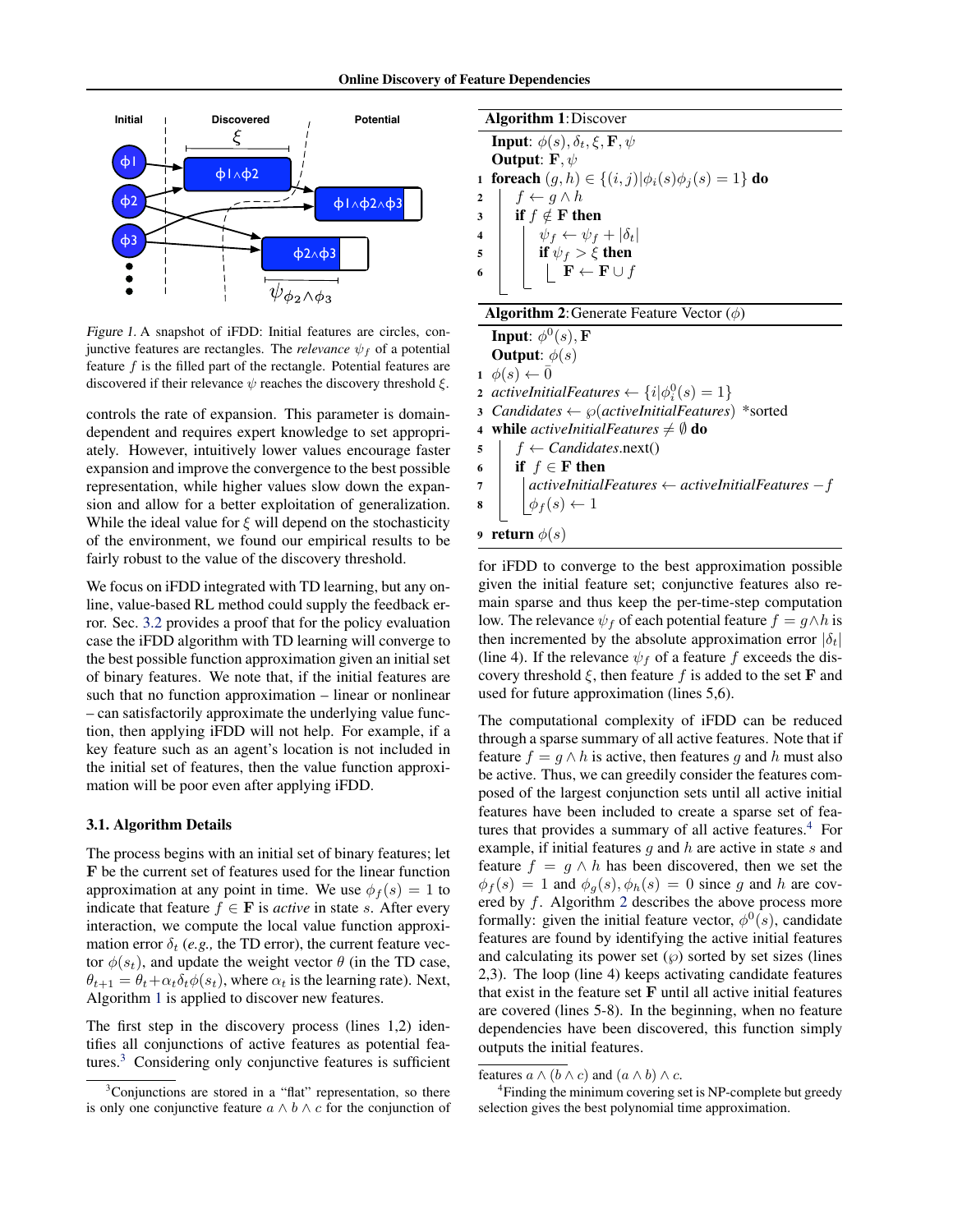*Figure 1.* A snapshot of iFDD: Initial features are circles, conjunctive features are rectangles. The *relevance* $\psi_f$ of a potential feature $f$ is the filled part of the rectangle. Potential features are discovered if their relevance $\psi$ reaches the discovery threshold $\xi$.

controls the rate of expansion. This parameter is domain-dependent and requires expert knowledge to set appropriately. However, intuitively lower values encourage faster expansion and improve the convergence to the best possible representation, while higher values slow down the expansion and allow for a better exploitation of generalization. While the ideal value for $\xi$ will depend on the stochasticity of the environment, we found our empirical results to be fairly robust to the value of the discovery threshold.

We focus on iFDD integrated with TD learning, but any online, value-based RL method could supply the feedback error. Sec. 3.2 provides a proof that for the policy evaluation case the iFDD algorithm with TD learning will converge to the best possible function approximation given an initial set of binary features. We note that, if the initial features are such that no function approximation – linear or nonlinear – can satisfactorily approximate the underlying value function, then applying iFDD will not help. For example, if a key feature such as an agent's location is not included in the initial set of features, then the value function approximation will be poor even after applying iFDD.

### 3.1. Algorithm Details

The process begins with an initial set of binary features; let $\mathbf{F}$ be the current set of features used for the linear function approximation at any point in time. We use $\phi_f(s) = 1$ to indicate that feature $f \in \mathbf{F}$ is *active* in state $s$. After every interaction, we compute the local value function approximation error $\delta_t$ (*e.g.,* the TD error), the current feature vector $\phi(s_t)$, and update the weight vector $\theta$ (in the TD case, $\theta_{t+1} = \theta_t + \alpha_t \delta_t \phi(s_t)$, where $\alpha_t$ is the learning rate). Next, Algorithm 1 is applied to discover new features.

The first step in the discovery process (lines 1,2) identifies all conjunctions of active features as potential features.[3] Considering only conjunctive features is sufficient

**Algorithm 1**: Discover

```
Input: φ(s), δ_t, ξ, F, ψ
Output: F, ψ
1 foreach (g,h) ∈ {(i,j) | φ_i(s)φ_j(s) = 1} do
2     f ← g ∧ h
3     if f ∉ F then
4         ψ_f ← ψ_f + |δ_t|
5         if ψ_f > ξ then
6             F ← F ∪ f
```

**Algorithm 2**: Generate Feature Vector ($\phi$)

```
Input: φ^0(s), F
Output: φ(s)
1 φ(s) ← 0̄
2 activeInitialFeatures ← {i | φ^0_i(s) = 1}
3 Candidates ← ℘(activeInitialFeatures) *sorted
4 while activeInitialFeatures ≠ ∅ do
5     f ← Candidates.next()
6     if f ∈ F then
7         activeInitialFeatures ← activeInitialFeatures − f
8         φ_f(s) ← 1
9 return φ(s)
```

for iFDD to converge to the best approximation possible given the initial feature set; conjunctive features also remain sparse and thus keep the per-time-step computation low. The relevance $\psi_f$ of each potential feature $f = g \wedge h$ is then incremented by the absolute approximation error $|\delta_t|$ (line 4). If the relevance $\psi_f$ of a feature $f$ exceeds the discovery threshold $\xi$, then feature $f$ is added to the set $\mathbf{F}$ and used for future approximation (lines 5,6).

The computational complexity of iFDD can be reduced through a sparse summary of all active features. Note that if feature $f = g \wedge h$ is active, then features $g$ and $h$ must also be active. Thus, we can greedily consider the features composed of the largest conjunction sets until all active initial features have been included to create a sparse set of features that provides a summary of all active features.[4] For example, if initial features $g$ and $h$ are active in state $s$ and feature $f = g \wedge h$ has been discovered, then we set the $\phi_f(s) = 1$ and $\phi_g(s), \phi_h(s) = 0$ since $g$ and $h$ are covered by $f$. Algorithm 2 describes the above process more formally: given the initial feature vector, $\phi^0(s)$, candidate features are found by identifying the active initial features and calculating its power set ($\wp$) sorted by set sizes (lines 2,3). The loop (line 4) keeps activating candidate features that exist in the feature set $\mathbf{F}$ until all active initial features are covered (lines 5-8). In the beginning, when no feature dependencies have been discovered, this function simply outputs the initial features.

[3] Conjunctions are stored in a "flat" representation, so there is only one conjunctive feature $a \wedge b \wedge c$ for the conjunction of features $a \wedge (b \wedge c)$ and $(a \wedge b) \wedge c$.

[4] Finding the minimum covering set is NP-complete but greedy selection gives the best polynomial time approximation.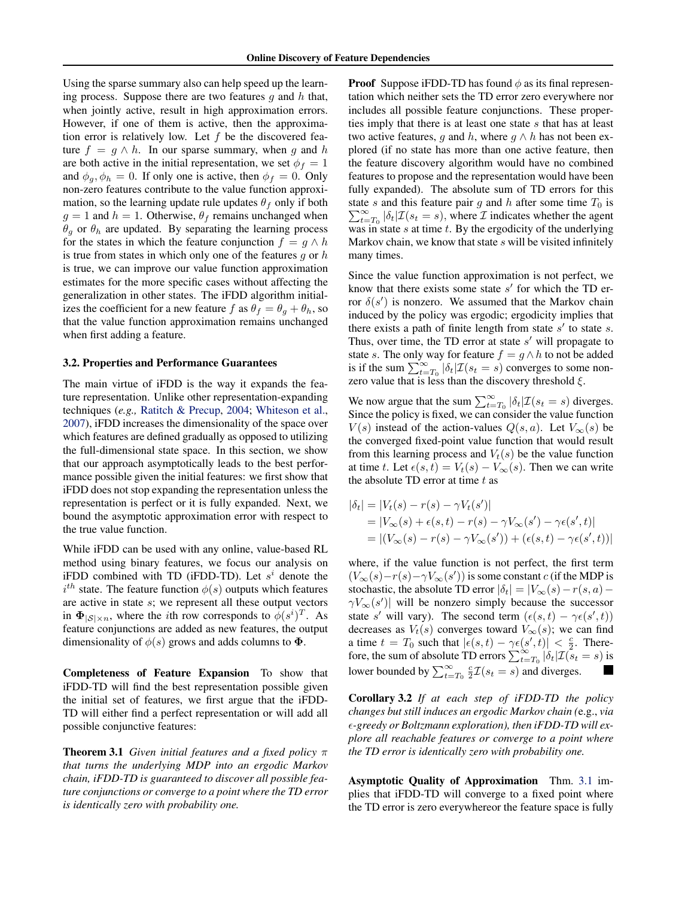Using the sparse summary also can help speed up the learning process. Suppose there are two features $g$ and $h$ that, when jointly active, result in high approximation errors. However, if one of them is active, then the approximation error is relatively low. Let $f$ be the discovered feature $f = g \wedge h$. In our sparse summary, when $g$ and $h$ are both active in the initial representation, we set $\phi_f = 1$ and $\phi_g, \phi_h = 0$. If only one is active, then $\phi_f = 0$. Only non-zero features contribute to the value function approximation, so the learning update rule updates $\theta_f$ only if both $g = 1$ and $h = 1$. Otherwise, $\theta_f$ remains unchanged when $\theta_g$ or $\theta_h$ are updated. By separating the learning process for the states in which the feature conjunction $f = g \wedge h$ is true from states in which only one of the features $g$ or $h$ is true, we can improve our value function approximation estimates for the more specific cases without affecting the generalization in other states. The iFDD algorithm initializes the coefficient for a new feature $f$ as $\theta_f = \theta_g + \theta_h$, so that the value function approximation remains unchanged when first adding a feature.

### 3.2. Properties and Performance Guarantees

The main virtue of iFDD is the way it expands the feature representation. Unlike other representation-expanding techniques (*e.g.,* Ratitch & Precup, 2004; Whiteson et al., 2007), iFDD increases the dimensionality of the space over which features are defined gradually as opposed to utilizing the full-dimensional state space. In this section, we show that our approach asymptotically leads to the best performance possible given the initial features: we first show that iFDD does not stop expanding the representation unless the representation is perfect or it is fully expanded. Next, we bound the asymptotic approximation error with respect to the true value function.

While iFDD can be used with any online, value-based RL method using binary features, we focus our analysis on iFDD combined with TD (iFDD-TD). Let $s^i$ denote the $i^{th}$ state. The feature function $\phi(s)$ outputs which features are active in state $s$; we represent all these output vectors in $\Phi_{|\mathcal{S}|\times n}$, where the $i$th row corresponds to $\phi(s^i)^T$. As feature conjunctions are added as new features, the output dimensionality of $\phi(s)$ grows and adds columns to $\Phi$.

**Completeness of Feature Expansion** To show that iFDD-TD will find the best representation possible given the initial set of features, we first argue that the iFDD-TD will either find a perfect representation or will add all possible conjunctive features:

**Theorem 3.1** *Given initial features and a fixed policy $\pi$ that turns the underlying MDP into an ergodic Markov chain, iFDD-TD is guaranteed to discover all possible feature conjunctions or converge to a point where the TD error is identically zero with probability one.*

**Proof** Suppose iFDD-TD has found $\phi$ as its final representation which neither sets the TD error zero everywhere nor includes all possible feature conjunctions. These properties imply that there is at least one state $s$ that has at least two active features, $g$ and $h$, where $g \wedge h$ has not been explored (if no state has more than one active feature, then the feature discovery algorithm would have no combined features to propose and the representation would have been fully expanded). The absolute sum of TD errors for this state $s$ and this feature pair $g$ and $h$ after some time $T_0$ is $\sum_{t=T_0}^{\infty} |\delta_t| \mathcal{I}(s_t = s)$, where $\mathcal{I}$ indicates whether the agent was in state $s$ at time $t$. By the ergodicity of the underlying Markov chain, we know that state $s$ will be visited infinitely many times.

Since the value function approximation is not perfect, we know that there exists some state $s'$ for which the TD error $\delta(s')$ is nonzero. We assumed that the Markov chain induced by the policy was ergodic; ergodicity implies that there exists a path of finite length from state $s'$ to state $s$. Thus, over time, the TD error at state $s'$ will propagate to state $s$. The only way for feature $f = g \wedge h$ to not be added is if the sum $\sum_{t=T_0}^{\infty} |\delta_t| \mathcal{I}(s_t = s)$ converges to some nonzero value that is less than the discovery threshold $\xi$.

We now argue that the sum $\sum_{t=T_0}^{\infty} |\delta_t| \mathcal{I}(s_t = s)$ diverges. Since the policy is fixed, we can consider the value function $V(s)$ instead of the action-values $Q(s, a)$. Let $V_\infty(s)$ be the converged fixed-point value function that would result from this learning process and $V_t(s)$ be the value function at time $t$. Let $\epsilon(s, t) = V_t(s) - V_\infty(s)$. Then we can write the absolute TD error at time $t$ as

$$
\begin{aligned}
|\delta_t| &= |V_t(s) - r(s) - \gamma V_t(s')| \\
&= |V_\infty(s) + \epsilon(s,t) - r(s) - \gamma V_\infty(s') - \gamma \epsilon(s', t)| \\
&= |(V_\infty(s) - r(s) - \gamma V_\infty(s')) + (\epsilon(s,t) - \gamma \epsilon(s', t))|
\end{aligned}
$$

where, if the value function is not perfect, the first term $(V_\infty(s) - r(s) - \gamma V_\infty(s'))$ is some constant $c$ (if the MDP is stochastic, the absolute TD error $|\delta_t| = |V_\infty(s) - r(s,a) - \gamma V_\infty(s')|$ will be nonzero simply because the successor state $s'$ will vary). The second term $(\epsilon(s,t) - \gamma\epsilon(s',t))$ decreases as $V_t(s)$ converges toward $V_\infty(s)$; we can find a time $t = T_0$ such that $|\epsilon(s,t) - \gamma\epsilon(s',t)| < \frac{c}{2}$. Therefore, the sum of absolute TD errors $\sum_{t=T_0}^{\infty} |\delta_t| \mathcal{I}(s_t = s)$ is lower bounded by $\sum_{t=T_0}^{\infty} \frac{c}{2} \mathcal{I}(s_t = s)$ and diverges. ■

**Corollary 3.2** *If at each step of iFDD-TD the policy changes but still induces an ergodic Markov chain (*e.g., *via $\epsilon$-greedy or Boltzmann exploration), then iFDD-TD will explore all reachable features or converge to a point where the TD error is identically zero with probability one.*

**Asymptotic Quality of Approximation** Thm. 3.1 implies that iFDD-TD will converge to a fixed point where the TD error is zero everywhereor the feature space is fully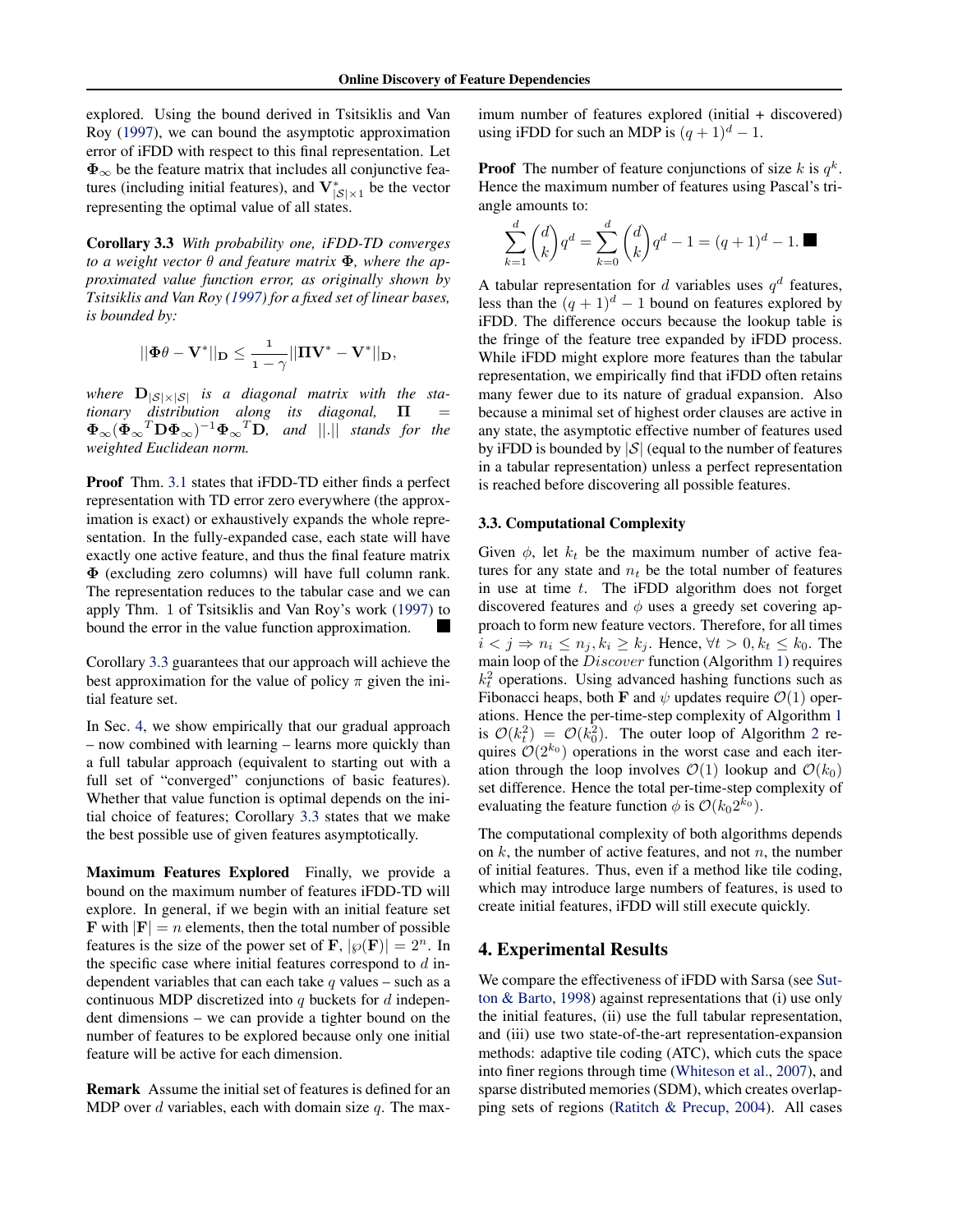explored. Using the bound derived in Tsitsiklis and Van Roy (1997), we can bound the asymptotic approximation error of iFDD with respect to this final representation. Let $\Phi_\infty$ be the feature matrix that includes all conjunctive features (including initial features), and $\mathbf{V}^*_{|\mathcal{S}|\times 1}$ be the vector representing the optimal value of all states.

**Corollary 3.3** *With probability one, iFDD-TD converges to a weight vector $\theta$ and feature matrix $\Phi$, where the approximated value function error, as originally shown by Tsitsiklis and Van Roy (1997) for a fixed set of linear bases, is bounded by:*

$$||\Phi\theta - \mathbf{V}^*||_\mathbf{D} \leq \frac{1}{1-\gamma}||\Pi\mathbf{V}^* - \mathbf{V}^*||_\mathbf{D},$$

*where $\mathbf{D}_{|\mathcal{S}|\times|\mathcal{S}|}$ is a diagonal matrix with the stationary distribution along its diagonal, $\Pi = \Phi_\infty({\Phi_\infty}^T\mathbf{D}\Phi_\infty)^{-1}{\Phi_\infty}^T\mathbf{D}$, and $||.||$ stands for the weighted Euclidean norm.*

**Proof** Thm. 3.1 states that iFDD-TD either finds a perfect representation with TD error zero everywhere (the approximation is exact) or exhaustively expands the whole representation. In the fully-expanded case, each state will have exactly one active feature, and thus the final feature matrix $\Phi$ (excluding zero columns) will have full column rank. The representation reduces to the tabular case and we can apply Thm. 1 of Tsitsiklis and Van Roy's work (1997) to bound the error in the value function approximation. ■

Corollary 3.3 guarantees that our approach will achieve the best approximation for the value of policy $\pi$ given the initial feature set.

In Sec. 4, we show empirically that our gradual approach – now combined with learning – learns more quickly than a full tabular approach (equivalent to starting out with a full set of "converged" conjunctions of basic features). Whether that value function is optimal depends on the initial choice of features; Corollary 3.3 states that we make the best possible use of given features asymptotically.

**Maximum Features Explored** Finally, we provide a bound on the maximum number of features iFDD-TD will explore. In general, if we begin with an initial feature set $\mathbf{F}$ with $|\mathbf{F}| = n$ elements, then the total number of possible features is the size of the power set of $\mathbf{F}$, $|\wp(\mathbf{F})| = 2^n$. In the specific case where initial features correspond to $d$ independent variables that can each take $q$ values – such as a continuous MDP discretized into $q$ buckets for $d$ independent dimensions – we can provide a tighter bound on the number of features to be explored because only one initial feature will be active for each dimension.

**Remark** Assume the initial set of features is defined for an MDP over $d$ variables, each with domain size $q$. The maximum number of features explored (initial + discovered) using iFDD for such an MDP is $(q+1)^d - 1$.

**Proof** The number of feature conjunctions of size $k$ is $q^k$. Hence the maximum number of features using Pascal's triangle amounts to:

$$\sum_{k=1}^{d}\binom{d}{k}q^d = \sum_{k=0}^{d}\binom{d}{k}q^d - 1 = (q+1)^d - 1. \blacksquare$$

A tabular representation for $d$ variables uses $q^d$ features, less than the $(q+1)^d - 1$ bound on features explored by iFDD. The difference occurs because the lookup table is the fringe of the feature tree expanded by iFDD process. While iFDD might explore more features than the tabular representation, we empirically find that iFDD often retains many fewer due to its nature of gradual expansion. Also because a minimal set of highest order clauses are active in any state, the asymptotic effective number of features used by iFDD is bounded by $|\mathcal{S}|$ (equal to the number of features in a tabular representation) unless a perfect representation is reached before discovering all possible features.

### 3.3. Computational Complexity

Given $\phi$, let $k_t$ be the maximum number of active features for any state and $n_t$ be the total number of features in use at time $t$. The iFDD algorithm does not forget discovered features and $\phi$ uses a greedy set covering approach to form new feature vectors. Therefore, for all times $i < j \Rightarrow n_i \leq n_j, k_i \geq k_j$. Hence, $\forall t > 0, k_t \leq k_0$. The main loop of the $Discover$ function (Algorithm 1) requires $k_t^2$ operations. Using advanced hashing functions such as Fibonacci heaps, both $\mathbf{F}$ and $\psi$ updates require $\mathcal{O}(1)$ operations. Hence the per-time-step complexity of Algorithm 1 is $\mathcal{O}(k_t^2) = \mathcal{O}(k_0^2)$. The outer loop of Algorithm 2 requires $\mathcal{O}(2^{k_0})$ operations in the worst case and each iteration through the loop involves $\mathcal{O}(1)$ lookup and $\mathcal{O}(k_0)$ set difference. Hence the total per-time-step complexity of evaluating the feature function $\phi$ is $\mathcal{O}(k_0 2^{k_0})$.

The computational complexity of both algorithms depends on $k$, the number of active features, and not $n$, the number of initial features. Thus, even if a method like tile coding, which may introduce large numbers of features, is used to create initial features, iFDD will still execute quickly.

## 4. Experimental Results

We compare the effectiveness of iFDD with Sarsa (see Sutton & Barto, 1998) against representations that (i) use only the initial features, (ii) use the full tabular representation, and (iii) use two state-of-the-art representation-expansion methods: adaptive tile coding (ATC), which cuts the space into finer regions through time (Whiteson et al., 2007), and sparse distributed memories (SDM), which creates overlapping sets of regions (Ratitch & Precup, 2004). All cases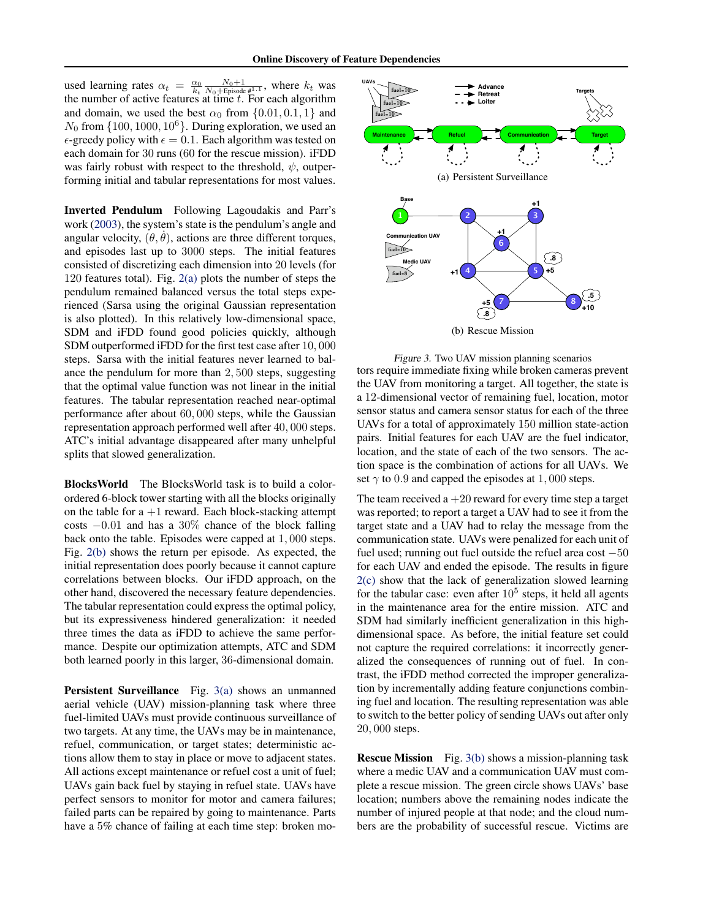used learning rates $\alpha_t = \frac{\alpha_0}{k_t} \frac{N_0+1}{N_0+\text{Episode}\#^{1.1}}$, where $k_t$ was the number of active features at time $t$. For each algorithm and domain, we used the best $\alpha_0$ from $\{0.01, 0.1, 1\}$ and $N_0$ from $\{100, 1000, 10^6\}$. During exploration, we used an $\epsilon$-greedy policy with $\epsilon = 0.1$. Each algorithm was tested on each domain for 30 runs (60 for the rescue mission). iFDD was fairly robust with respect to the threshold, $\psi$, outperforming initial and tabular representations for most values.

**Inverted Pendulum** Following Lagoudakis and Parr's work (2003), the system's state is the pendulum's angle and angular velocity, $(\theta, \dot{\theta})$, actions are three different torques, and episodes last up to 3000 steps. The initial features consisted of discretizing each dimension into 20 levels (for 120 features total). Fig. 2(a) plots the number of steps the pendulum remained balanced versus the total steps experienced (Sarsa using the original Gaussian representation is also plotted). In this relatively low-dimensional space, SDM and iFDD found good policies quickly, although SDM outperformed iFDD for the first test case after $10,000$ steps. Sarsa with the initial features never learned to balance the pendulum for more than $2,500$ steps, suggesting that the optimal value function was not linear in the initial features. The tabular representation reached near-optimal performance after about $60,000$ steps, while the Gaussian representation approach performed well after $40,000$ steps. ATC's initial advantage disappeared after many unhelpful splits that slowed generalization.

**BlocksWorld** The BlocksWorld task is to build a color-ordered 6-block tower starting with all the blocks originally on the table for a $+1$ reward. Each block-stacking attempt costs $-0.01$ and has a $30\%$ chance of the block falling back onto the table. Episodes were capped at $1,000$ steps. Fig. 2(b) shows the return per episode. As expected, the initial representation does poorly because it cannot capture correlations between blocks. Our iFDD approach, on the other hand, discovered the necessary feature dependencies. The tabular representation could express the optimal policy, but its expressiveness hindered generalization: it needed three times the data as iFDD to achieve the same performance. Despite our optimization attempts, ATC and SDM both learned poorly in this larger, 36-dimensional domain.

**Persistent Surveillance** Fig. 3(a) shows an unmanned aerial vehicle (UAV) mission-planning task where three fuel-limited UAVs must provide continuous surveillance of two targets. At any time, the UAVs may be in maintenance, refuel, communication, or target states; deterministic actions allow them to stay in place or move to adjacent states. All actions except maintenance or refuel cost a unit of fuel; UAVs gain back fuel by staying in refuel state. UAVs have perfect sensors to monitor for motor and camera failures; failed parts can be repaired by going to maintenance. Parts have a 5% chance of failing at each time step: broken motors require immediate fixing while broken cameras prevent the UAV from monitoring a target. All together, the state is a 12-dimensional vector of remaining fuel, location, motor sensor status and camera sensor status for each of the three UAVs for a total of approximately $150$ million state-action pairs. Initial features for each UAV are the fuel indicator, location, and the state of each of the two sensors. The action space is the combination of actions for all UAVs. We set $\gamma$ to $0.9$ and capped the episodes at $1,000$ steps.

(a) Persistent Surveillance

(b) Rescue Mission

*Figure 3.* Two UAV mission planning scenarios

The team received a $+20$ reward for every time step a target was reported; to report a target a UAV had to see it from the target state and a UAV had to relay the message from the communication state. UAVs were penalized for each unit of fuel used; running out fuel outside the refuel area cost $-50$ for each UAV and ended the episode. The results in figure 2(c) show that the lack of generalization slowed learning for the tabular case: even after $10^5$ steps, it held all agents in the maintenance area for the entire mission. ATC and SDM had similarly inefficient generalization in this high-dimensional space. As before, the initial feature set could not capture the required correlations: it incorrectly generalized the consequences of running out of fuel. In contrast, the iFDD method corrected the improper generalization by incrementally adding feature conjunctions combining fuel and location. The resulting representation was able to switch to the better policy of sending UAVs out after only $20,000$ steps.

**Rescue Mission** Fig. 3(b) shows a mission-planning task where a medic UAV and a communication UAV must complete a rescue mission. The green circle shows UAVs' base location; numbers above the remaining nodes indicate the number of injured people at that node; and the cloud numbers are the probability of successful rescue. Victims are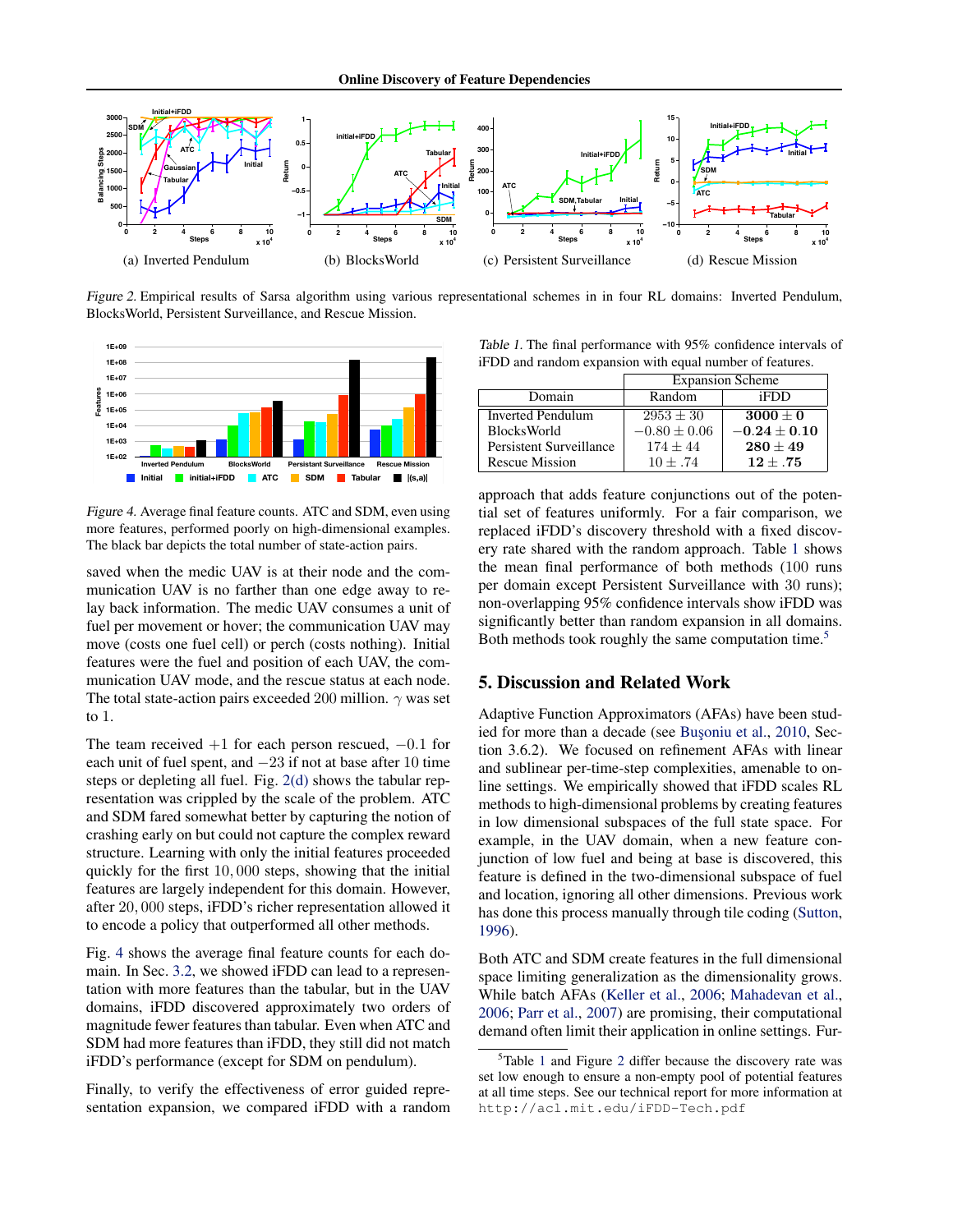(a) Inverted Pendulum (b) BlocksWorld (c) Persistent Surveillance (d) Rescue Mission

*Figure 2.* Empirical results of Sarsa algorithm using various representational schemes in in four RL domains: Inverted Pendulum, BlocksWorld, Persistent Surveillance, and Rescue Mission.

*Figure 4.* Average final feature counts. ATC and SDM, even using more features, performed poorly on high-dimensional examples. The black bar depicts the total number of state-action pairs.

saved when the medic UAV is at their node and the communication UAV is no farther than one edge away to relay back information. The medic UAV consumes a unit of fuel per movement or hover; the communication UAV may move (costs one fuel cell) or perch (costs nothing). Initial features were the fuel and position of each UAV, the communication UAV mode, and the rescue status at each node. The total state-action pairs exceeded 200 million. $\gamma$ was set to 1.

The team received $+1$ for each person rescued, $-0.1$ for each unit of fuel spent, and $-23$ if not at base after 10 time steps or depleting all fuel. Fig. 2(d) shows the tabular representation was crippled by the scale of the problem. ATC and SDM fared somewhat better by capturing the notion of crashing early on but could not capture the complex reward structure. Learning with only the initial features proceeded quickly for the first $10,000$ steps, showing that the initial features are largely independent for this domain. However, after $20,000$ steps, iFDD's richer representation allowed it to encode a policy that outperformed all other methods.

Fig. 4 shows the average final feature counts for each domain. In Sec. 3.2, we showed iFDD can lead to a representation with more features than the tabular, but in the UAV domains, iFDD discovered approximately two orders of magnitude fewer features than tabular. Even when ATC and SDM had more features than iFDD, they still did not match iFDD's performance (except for SDM on pendulum).

Finally, to verify the effectiveness of error guided representation expansion, we compared iFDD with a random approach that adds feature conjunctions out of the potential set of features uniformly. For a fair comparison, we replaced iFDD's discovery threshold with a fixed discovery rate shared with the random approach. Table 1 shows the mean final performance of both methods (100 runs per domain except Persistent Surveillance with 30 runs); non-overlapping 95% confidence intervals show iFDD was significantly better than random expansion in all domains. Both methods took roughly the same computation time.[5]

*Table 1.* The final performance with 95% confidence intervals of iFDD and random expansion with equal number of features.

| Domain | Expansion Scheme | |
|---|---|---|
| | Random | iFDD |
| Inverted Pendulum | $2953 \pm 30$ | $\mathbf{3000 \pm 0}$ |
| BlocksWorld | $-0.80 \pm 0.06$ | $\mathbf{-0.24 \pm 0.10}$ |
| Persistent Surveillance | $174 \pm 44$ | $\mathbf{280 \pm 49}$ |
| Rescue Mission | $10 \pm .74$ | $\mathbf{12 \pm .75}$ |

## 5. Discussion and Related Work

Adaptive Function Approximators (AFAs) have been studied for more than a decade (see Buşoniu et al., 2010, Section 3.6.2). We focused on refinement AFAs with linear and sublinear per-time-step complexities, amenable to online settings. We empirically showed that iFDD scales RL methods to high-dimensional problems by creating features in low dimensional subspaces of the full state space. For example, in the UAV domain, when a new feature conjunction of low fuel and being at base is discovered, this feature is defined in the two-dimensional subspace of fuel and location, ignoring all other dimensions. Previous work has done this process manually through tile coding (Sutton, 1996).

Both ATC and SDM create features in the full dimensional space limiting generalization as the dimensionality grows. While batch AFAs (Keller et al., 2006; Mahadevan et al., 2006; Parr et al., 2007) are promising, their computational demand often limit their application in online settings. Fur-

[5]Table 1 and Figure 2 differ because the discovery rate was set low enough to ensure a non-empty pool of potential features at all time steps. See our technical report for more information at `http://acl.mit.edu/iFDD-Tech.pdf`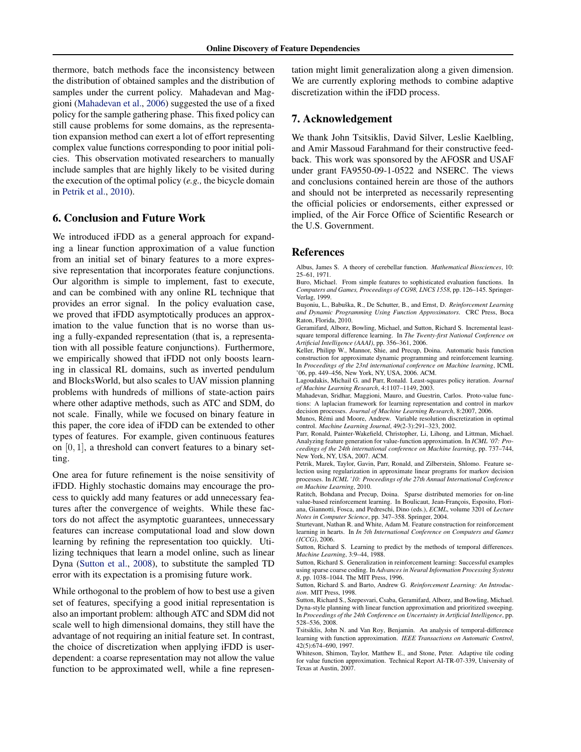thermore, batch methods face the inconsistency between the distribution of obtained samples and the distribution of samples under the current policy. Mahadevan and Maggioni (Mahadevan et al., 2006) suggested the use of a fixed policy for the sample gathering phase. This fixed policy can still cause problems for some domains, as the representation expansion method can exert a lot of effort representing complex value functions corresponding to poor initial policies. This observation motivated researchers to manually include samples that are highly likely to be visited during the execution of the optimal policy (*e.g.,* the bicycle domain in Petrik et al., 2010).

## 6. Conclusion and Future Work

We introduced iFDD as a general approach for expanding a linear function approximation of a value function from an initial set of binary features to a more expressive representation that incorporates feature conjunctions. Our algorithm is simple to implement, fast to execute, and can be combined with any online RL technique that provides an error signal. In the policy evaluation case, we proved that iFDD asymptotically produces an approximation to the value function that is no worse than using a fully-expanded representation (that is, a representation with all possible feature conjunctions). Furthermore, we empirically showed that iFDD not only boosts learning in classical RL domains, such as inverted pendulum and BlocksWorld, but also scales to UAV mission planning problems with hundreds of millions of state-action pairs where other adaptive methods, such as ATC and SDM, do not scale. Finally, while we focused on binary feature in this paper, the core idea of iFDD can be extended to other types of features. For example, given continuous features on $[0, 1]$, a threshold can convert features to a binary setting.

One area for future refinement is the noise sensitivity of iFDD. Highly stochastic domains may encourage the process to quickly add many features or add unnecessary features after the convergence of weights. While these factors do not affect the asymptotic guarantees, unnecessary features can increase computational load and slow down learning by refining the representation too quickly. Utilizing techniques that learn a model online, such as linear Dyna (Sutton et al., 2008), to substitute the sampled TD error with its expectation is a promising future work.

While orthogonal to the problem of how to best use a given set of features, specifying a good initial representation is also an important problem: although ATC and SDM did not scale well to high dimensional domains, they still have the advantage of not requiring an initial feature set. In contrast, the choice of discretization when applying iFDD is user-dependent: a coarse representation may not allow the value function to be approximated well, while a fine representation might limit generalization along a given dimension. We are currently exploring methods to combine adaptive discretization within the iFDD process.

## 7. Acknowledgement

We thank John Tsitsiklis, David Silver, Leslie Kaelbling, and Amir Massoud Farahmand for their constructive feedback. This work was sponsored by the AFOSR and USAF under grant FA9550-09-1-0522 and NSERC. The views and conclusions contained herein are those of the authors and should not be interpreted as necessarily representing the official policies or endorsements, either expressed or implied, of the Air Force Office of Scientific Research or the U.S. Government.

## References

Albus, James S. A theory of cerebellar function. *Mathematical Biosciences*, 10: 25–61, 1971.

Buro, Michael. From simple features to sophisticated evaluation functions. In *Computers and Games, Proceedings of CG98, LNCS 1558*, pp. 126–145. Springer-Verlag, 1999.

Buşoniu, L., Babuška, R., De Schutter, B., and Ernst, D. *Reinforcement Learning and Dynamic Programming Using Function Approximators*. CRC Press, Boca Raton, Florida, 2010.

Geramifard, Alborz, Bowling, Michael, and Sutton, Richard S. Incremental least-square temporal difference learning. In *The Twenty-first National Conference on Artificial Intelligence (AAAI)*, pp. 356–361, 2006.

Keller, Philipp W., Mannor, Shie, and Precup, Doina. Automatic basis function construction for approximate dynamic programming and reinforcement learning. In *Proceedings of the 23rd international conference on Machine learning*, ICML '06, pp. 449–456, New York, NY, USA, 2006. ACM.

Lagoudakis, Michail G. and Parr, Ronald. Least-squares policy iteration. *Journal of Machine Learning Research*, 4:1107–1149, 2003.

Mahadevan, Sridhar, Maggioni, Mauro, and Guestrin, Carlos. Proto-value functions: A laplacian framework for learning representation and control in markov decision processes. *Journal of Machine Learning Research*, 8:2007, 2006.

Munos, Rémi and Moore, Andrew. Variable resolution discretization in optimal control. *Machine Learning Journal*, 49(2-3):291–323, 2002.

Parr, Ronald, Painter-Wakefield, Christopher, Li, Lihong, and Littman, Michael. Analyzing feature generation for value-function approximation. In *ICML '07: Proceedings of the 24th international conference on Machine learning*, pp. 737–744, New York, NY, USA, 2007. ACM.

Petrik, Marek, Taylor, Gavin, Parr, Ronald, and Zilberstein, Shlomo. Feature selection using regularization in approximate linear programs for markov decision processes. In *ICML '10: Proceedings of the 27th Annual International Conference on Machine Learning*, 2010.

Ratitch, Bohdana and Precup, Doina. Sparse distributed memories for on-line value-based reinforcement learning. In Boulicaut, Jean-François, Esposito, Floriana, Giannotti, Fosca, and Pedreschi, Dino (eds.), *ECML*, volume 3201 of *Lecture Notes in Computer Science*, pp. 347–358. Springer, 2004.

Sturtevant, Nathan R. and White, Adam M. Feature construction for reinforcement learning in hearts. In *In 5th International Conference on Computers and Games (ICCG)*, 2006.

Sutton, Richard S. Learning to predict by the methods of temporal differences. *Machine Learning*, 3:9–44, 1988.

Sutton, Richard S. Generalization in reinforcement learning: Successful examples using sparse coarse coding. In *Advances in Neural Information Processing Systems 8*, pp. 1038–1044. The MIT Press, 1996.

Sutton, Richard S. and Barto, Andrew G. *Reinforcement Learning: An Introduction*. MIT Press, 1998.

Sutton, Richard S., Szepesvari, Csaba, Geramifard, Alborz, and Bowling, Michael. Dyna-style planning with linear function approximation and prioritized sweeping. In *Proceedings of the 24th Conference on Uncertainty in Artificial Intelligence*, pp. 528–536, 2008.

Tsitsiklis, John N. and Van Roy, Benjamin. An analysis of temporal-difference learning with function approximation. *IEEE Transactions on Automatic Control*, 42(5):674–690, 1997.

Whiteson, Shimon, Taylor, Matthew E., and Stone, Peter. Adaptive tile coding for value function approximation. Technical Report AI-TR-07-339, University of Texas at Austin, 2007.